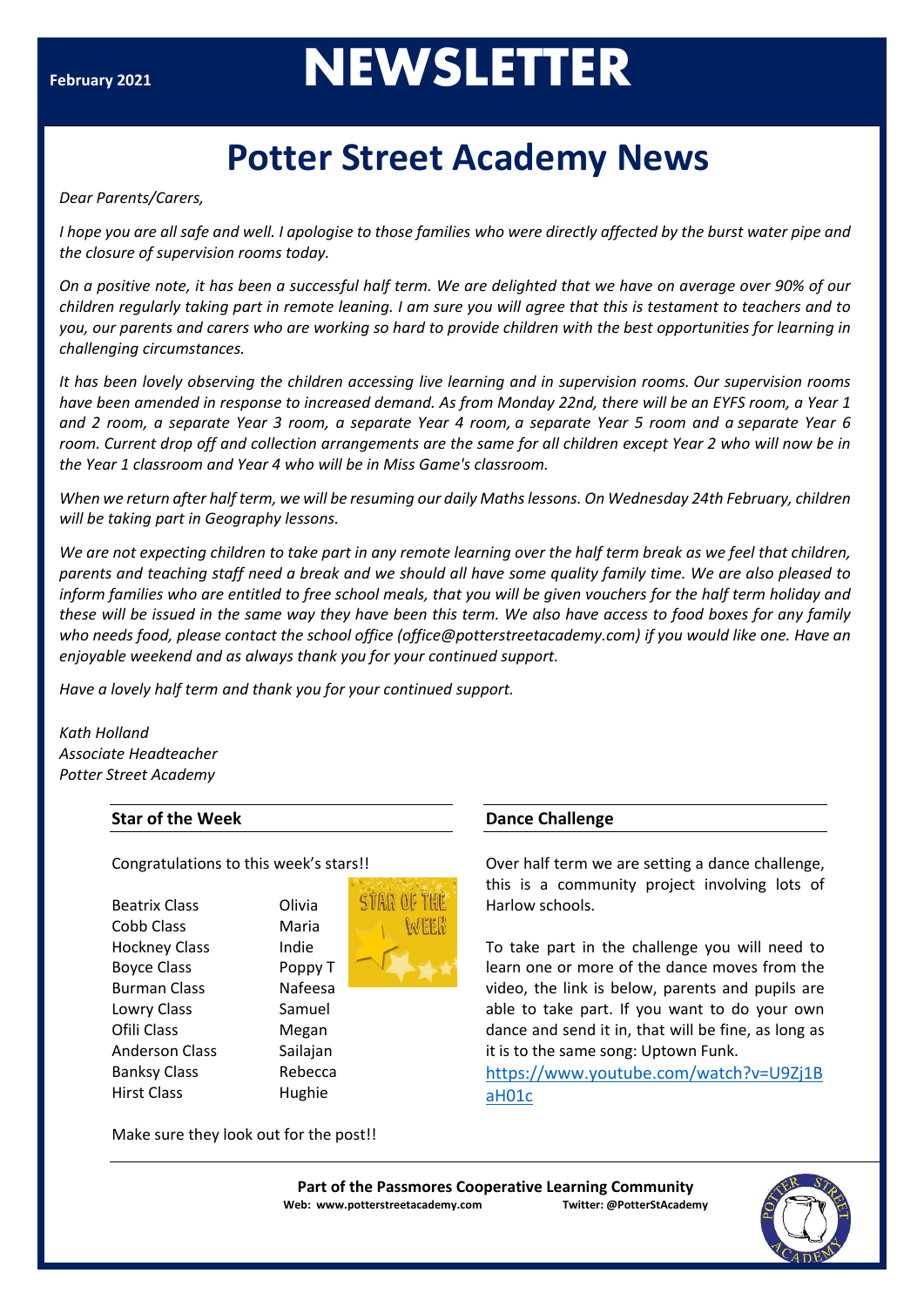February 2021

# NEWSLETTER

# Potter Street Academy News

*Dear Parents/Carers,*

*I hope you are all safe and well. I apologise to those families who were directly affected by the burst water pipe and the closure of supervision rooms today.*

*On a positive note, it has been a successful half term. We are delighted that we have on average over 90% of our children regularly taking part in remote leaning. I am sure you will agree that this is testament to teachers and to you, our parents and carers who are working so hard to provide children with the best opportunities for learning in challenging circumstances.*

*It has been lovely observing the children accessing live learning and in supervision rooms. Our supervision rooms have been amended in response to increased demand. As from Monday 22nd, there will be an EYFS room, a Year 1 and 2 room, a separate Year 3 room, a separate Year 4 room, a separate Year 5 room and a separate Year 6 room. Current drop off and collection arrangements are the same for all children except Year 2 who will now be in the Year 1 classroom and Year 4 who will be in Miss Game's classroom.*

*When we return after half term, we will be resuming our daily Maths lessons. On Wednesday 24th February, children will be taking part in Geography lessons.*

*We are not expecting children to take part in any remote learning over the half term break as we feel that children, parents and teaching staff need a break and we should all have some quality family time. We are also pleased to inform families who are entitled to free school meals, that you will be given vouchers for the half term holiday and these will be issued in the same way they have been this term. We also have access to food boxes for any family who needs food, please contact the school office (office@potterstreetacademy.com) if you would like one. Have an enjoyable weekend and as always thank you for your continued support.*

*Have a lovely half term and thank you for your continued support.*

*Kath Holland*
*Associate Headteacher*
*Potter Street Academy*

### Star of the Week

Congratulations to this week's stars!!

| | |
|---|---|
| Beatrix Class | Olivia |
| Cobb Class | Maria |
| Hockney Class | Indie |
| Boyce Class | Poppy T |
| Burman Class | Nafeesa |
| Lowry Class | Samuel |
| Ofili Class | Megan |
| Anderson Class | Sailajan |
| Banksy Class | Rebecca |
| Hirst Class | Hughie |

Make sure they look out for the post!!

### Dance Challenge

Over half term we are setting a dance challenge, this is a community project involving lots of Harlow schools.

To take part in the challenge you will need to learn one or more of the dance moves from the video, the link is below, parents and pupils are able to take part. If you want to do your own dance and send it in, that will be fine, as long as it is to the same song: Uptown Funk.

https://www.youtube.com/watch?v=U9Zj1BaH01c

**Part of the Passmores Cooperative Learning Community**
**Web: www.potterstreetacademy.com** **Twitter: @PotterStAcademy**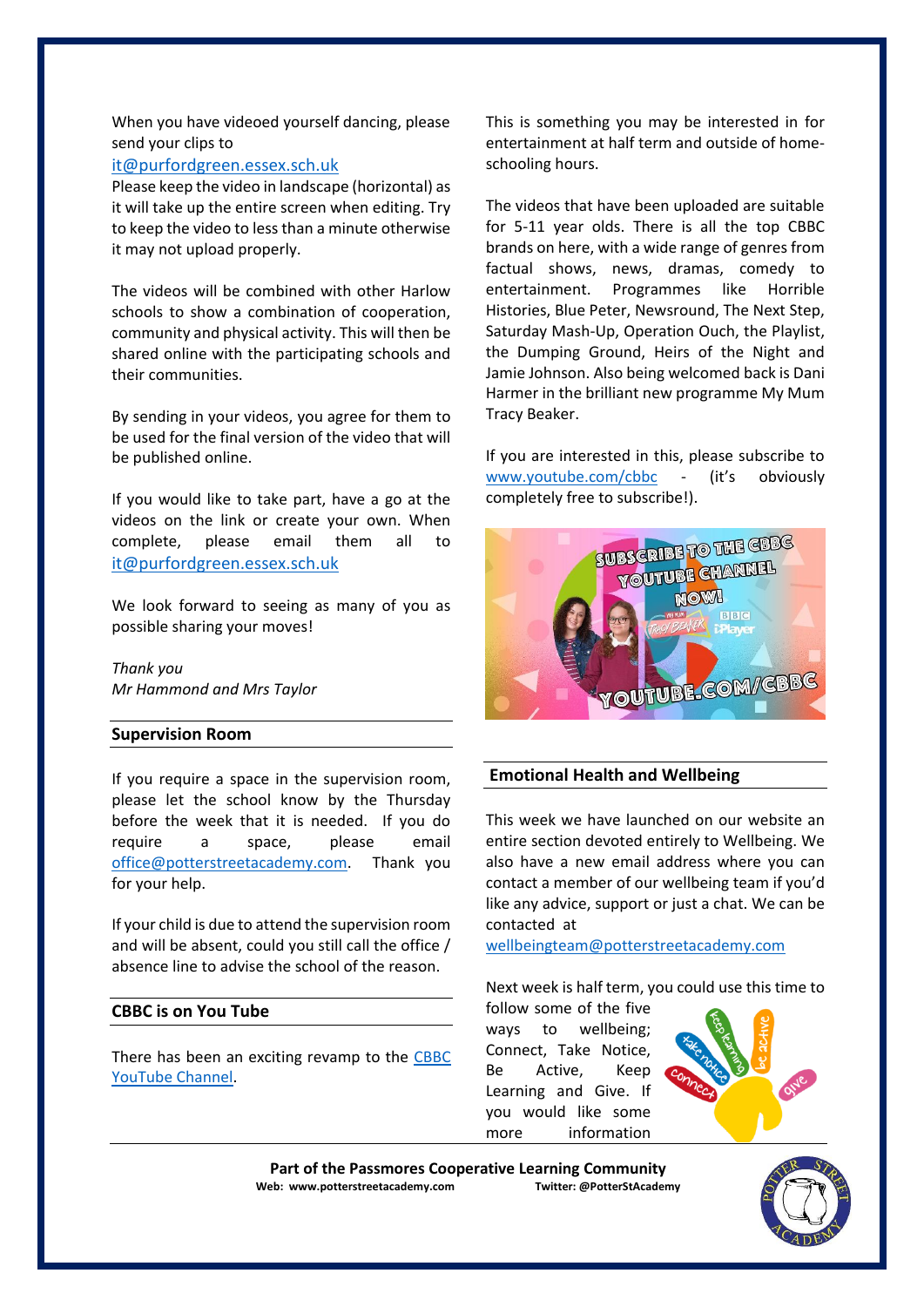When you have videoed yourself dancing, please send your clips to it@purfordgreen.essex.sch.uk

Please keep the video in landscape (horizontal) as it will take up the entire screen when editing. Try to keep the video to less than a minute otherwise it may not upload properly.

The videos will be combined with other Harlow schools to show a combination of cooperation, community and physical activity. This will then be shared online with the participating schools and their communities.

By sending in your videos, you agree for them to be used for the final version of the video that will be published online.

If you would like to take part, have a go at the videos on the link or create your own. When complete, please email them all to it@purfordgreen.essex.sch.uk

We look forward to seeing as many of you as possible sharing your moves!

*Thank you*
*Mr Hammond and Mrs Taylor*

## Supervision Room

If you require a space in the supervision room, please let the school know by the Thursday before the week that it is needed. If you do require a space, please email office@potterstreetacademy.com. Thank you for your help.

If your child is due to attend the supervision room and will be absent, could you still call the office / absence line to advise the school of the reason.

## CBBC is on You Tube

There has been an exciting revamp to the CBBC YouTube Channel.

This is something you may be interested in for entertainment at half term and outside of home-schooling hours.

The videos that have been uploaded are suitable for 5-11 year olds. There is all the top CBBC brands on here, with a wide range of genres from factual shows, news, dramas, comedy to entertainment. Programmes like Horrible Histories, Blue Peter, Newsround, The Next Step, Saturday Mash-Up, Operation Ouch, the Playlist, the Dumping Ground, Heirs of the Night and Jamie Johnson. Also being welcomed back is Dani Harmer in the brilliant new programme My Mum Tracy Beaker.

If you are interested in this, please subscribe to www.youtube.com/cbbc - (it's obviously completely free to subscribe!).

## Emotional Health and Wellbeing

This week we have launched on our website an entire section devoted entirely to Wellbeing. We also have a new email address where you can contact a member of our wellbeing team if you'd like any advice, support or just a chat. We can be contacted at wellbeingteam@potterstreetacademy.com

Next week is half term, you could use this time to follow some of the five ways to wellbeing; Connect, Take Notice, Be Active, Keep Learning and Give. If you would like some more information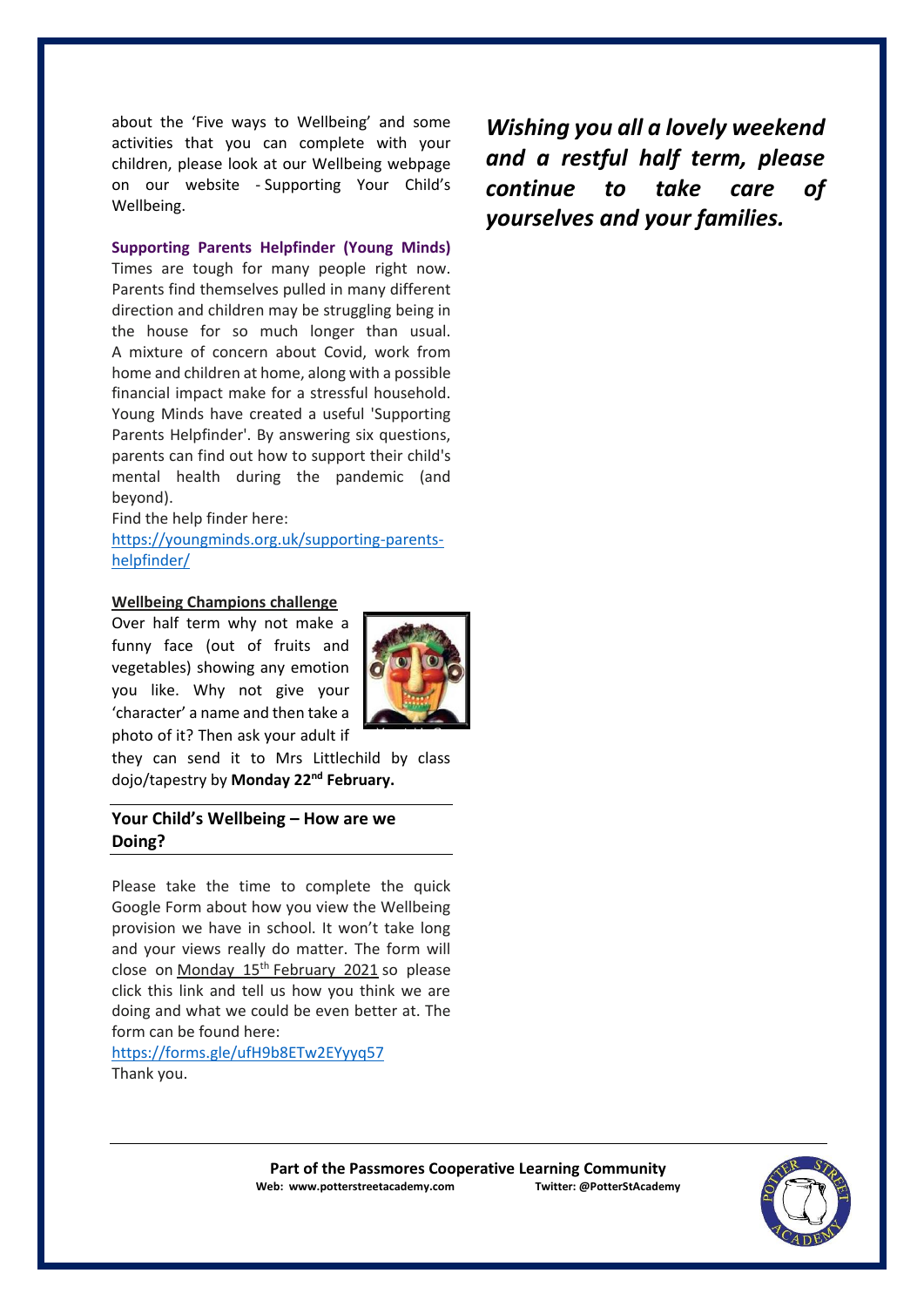about the 'Five ways to Wellbeing' and some activities that you can complete with your children, please look at our Wellbeing webpage on our website - Supporting Your Child's Wellbeing.

**Supporting Parents Helpfinder (Young Minds)**

Times are tough for many people right now. Parents find themselves pulled in many different direction and children may be struggling being in the house for so much longer than usual. A mixture of concern about Covid, work from home and children at home, along with a possible financial impact make for a stressful household. Young Minds have created a useful 'Supporting Parents Helpfinder'. By answering six questions, parents can find out how to support their child's mental health during the pandemic (and beyond).

Find the help finder here:
https://youngminds.org.uk/supporting-parents-helpfinder/

**Wellbeing Champions challenge**

Over half term why not make a funny face (out of fruits and vegetables) showing any emotion you like. Why not give your 'character' a name and then take a photo of it? Then ask your adult if they can send it to Mrs Littlechild by class dojo/tapestry by **Monday 22nd February.**

## Your Child's Wellbeing – How are we Doing?

Please take the time to complete the quick Google Form about how you view the Wellbeing provision we have in school. It won't take long and your views really do matter. The form will close on Monday 15th February 2021 so please click this link and tell us how you think we are doing and what we could be even better at. The form can be found here:
https://forms.gle/ufH9b8ETw2EYyyq57
Thank you.

***Wishing you all a lovely weekend and a restful half term, please continue to take care of yourselves and your families.***

**Part of the Passmores Cooperative Learning Community**
**Web: www.potterstreetacademy.com** **Twitter: @PotterStAcademy**